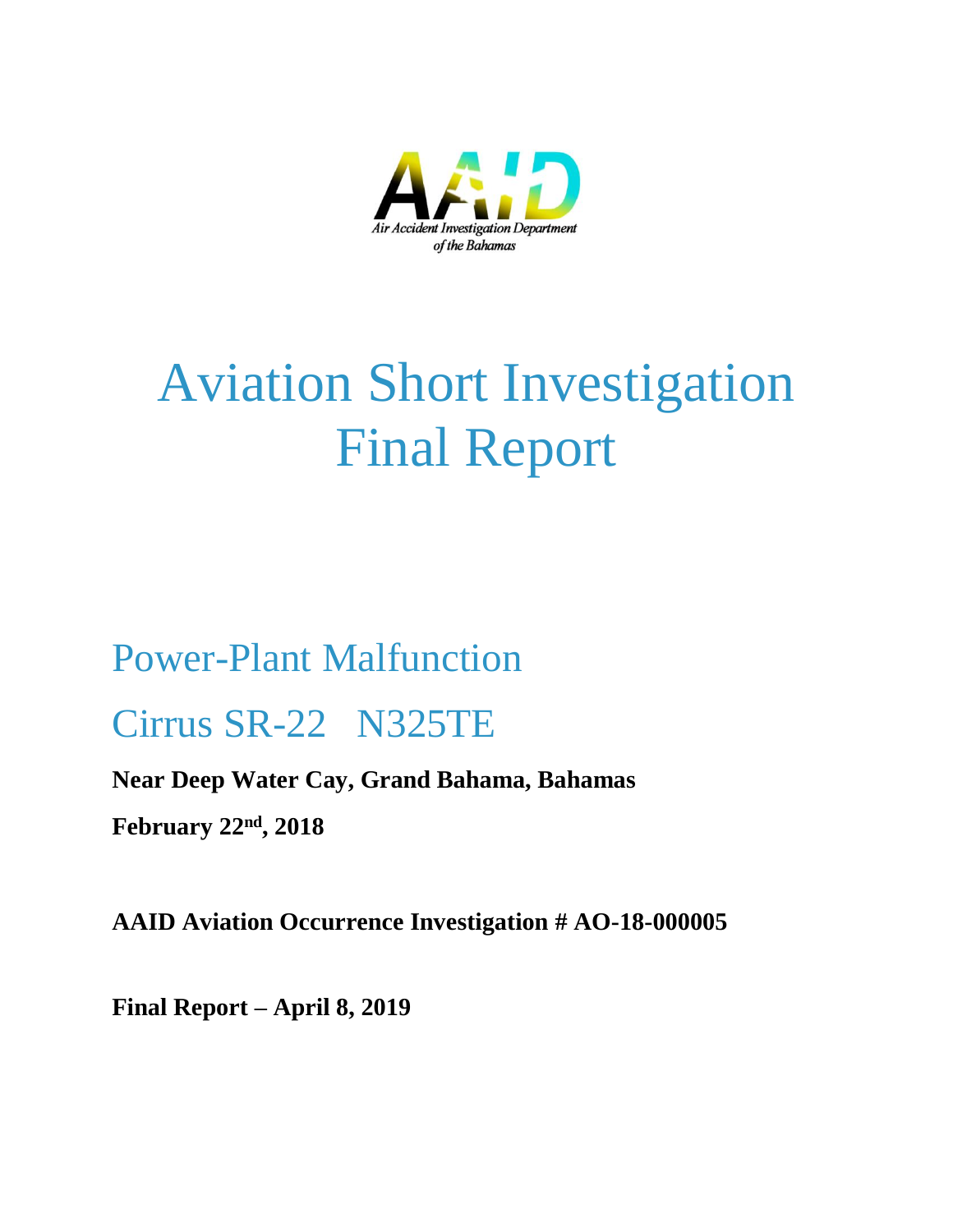AAID

*Air Accident Investigation Department of the Bahamas*

# Aviation Short Investigation Final Report

## Power-Plant Malfunction

## Cirrus SR-22 N325TE

**Near Deep Water Cay, Grand Bahama, Bahamas**

**February 22nd, 2018**

**AAID Aviation Occurrence Investigation # AO-18-000005**

**Final Report – April 8, 2019**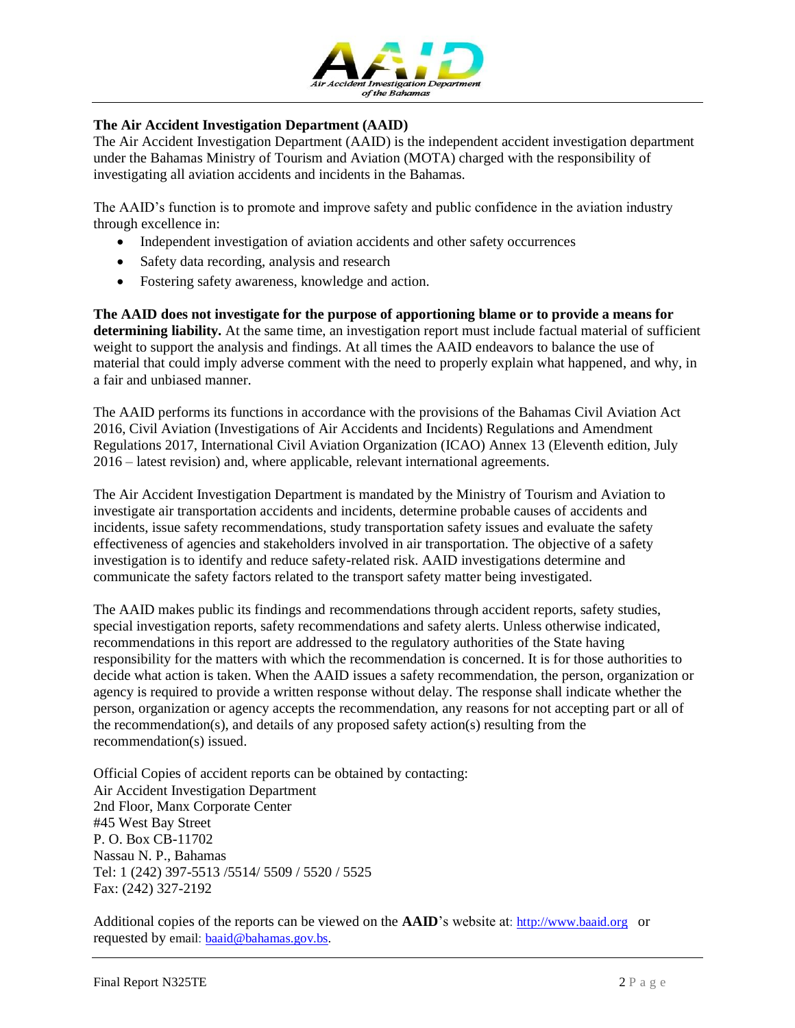**The Air Accident Investigation Department (AAID)**
The Air Accident Investigation Department (AAID) is the independent accident investigation department under the Bahamas Ministry of Tourism and Aviation (MOTA) charged with the responsibility of investigating all aviation accidents and incidents in the Bahamas.

The AAID's function is to promote and improve safety and public confidence in the aviation industry through excellence in:

- Independent investigation of aviation accidents and other safety occurrences
- Safety data recording, analysis and research
- Fostering safety awareness, knowledge and action.

**The AAID does not investigate for the purpose of apportioning blame or to provide a means for determining liability.** At the same time, an investigation report must include factual material of sufficient weight to support the analysis and findings. At all times the AAID endeavors to balance the use of material that could imply adverse comment with the need to properly explain what happened, and why, in a fair and unbiased manner.

The AAID performs its functions in accordance with the provisions of the Bahamas Civil Aviation Act 2016, Civil Aviation (Investigations of Air Accidents and Incidents) Regulations and Amendment Regulations 2017, International Civil Aviation Organization (ICAO) Annex 13 (Eleventh edition, July 2016 – latest revision) and, where applicable, relevant international agreements.

The Air Accident Investigation Department is mandated by the Ministry of Tourism and Aviation to investigate air transportation accidents and incidents, determine probable causes of accidents and incidents, issue safety recommendations, study transportation safety issues and evaluate the safety effectiveness of agencies and stakeholders involved in air transportation. The objective of a safety investigation is to identify and reduce safety-related risk. AAID investigations determine and communicate the safety factors related to the transport safety matter being investigated.

The AAID makes public its findings and recommendations through accident reports, safety studies, special investigation reports, safety recommendations and safety alerts. Unless otherwise indicated, recommendations in this report are addressed to the regulatory authorities of the State having responsibility for the matters with which the recommendation is concerned. It is for those authorities to decide what action is taken. When the AAID issues a safety recommendation, the person, organization or agency is required to provide a written response without delay. The response shall indicate whether the person, organization or agency accepts the recommendation, any reasons for not accepting part or all of the recommendation(s), and details of any proposed safety action(s) resulting from the recommendation(s) issued.

Official Copies of accident reports can be obtained by contacting:
Air Accident Investigation Department
2nd Floor, Manx Corporate Center
#45 West Bay Street
P. O. Box CB-11702
Nassau N. P., Bahamas
Tel: 1 (242) 397-5513 /5514/ 5509 / 5520 / 5525
Fax: (242) 327-2192

Additional copies of the reports can be viewed on the **AAID**'s website at: http://www.baaid.org or requested by email: baaid@bahamas.gov.bs.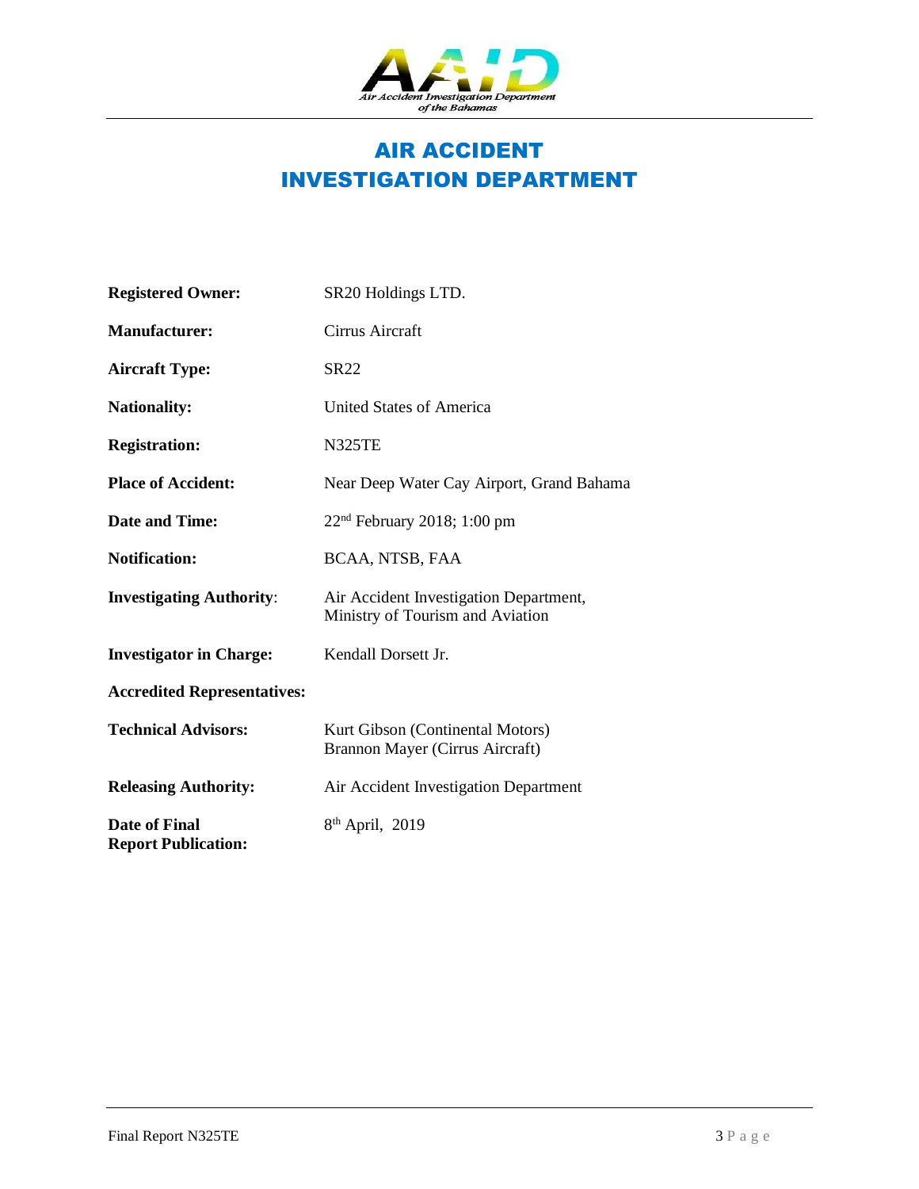# AIR ACCIDENT INVESTIGATION DEPARTMENT

| | |
|---|---|
| **Registered Owner:** | SR20 Holdings LTD. |
| **Manufacturer:** | Cirrus Aircraft |
| **Aircraft Type:** | SR22 |
| **Nationality:** | United States of America |
| **Registration:** | N325TE |
| **Place of Accident:** | Near Deep Water Cay Airport, Grand Bahama |
| **Date and Time:** | 22nd February 2018; 1:00 pm |
| **Notification:** | BCAA, NTSB, FAA |
| **Investigating Authority**: | Air Accident Investigation Department, Ministry of Tourism and Aviation |
| **Investigator in Charge:** | Kendall Dorsett Jr. |
| **Accredited Representatives:** | |
| **Technical Advisors:** | Kurt Gibson (Continental Motors)<br>Brannon Mayer (Cirrus Aircraft) |
| **Releasing Authority:** | Air Accident Investigation Department |
| **Date of Final Report Publication:** | 8th April, 2019 |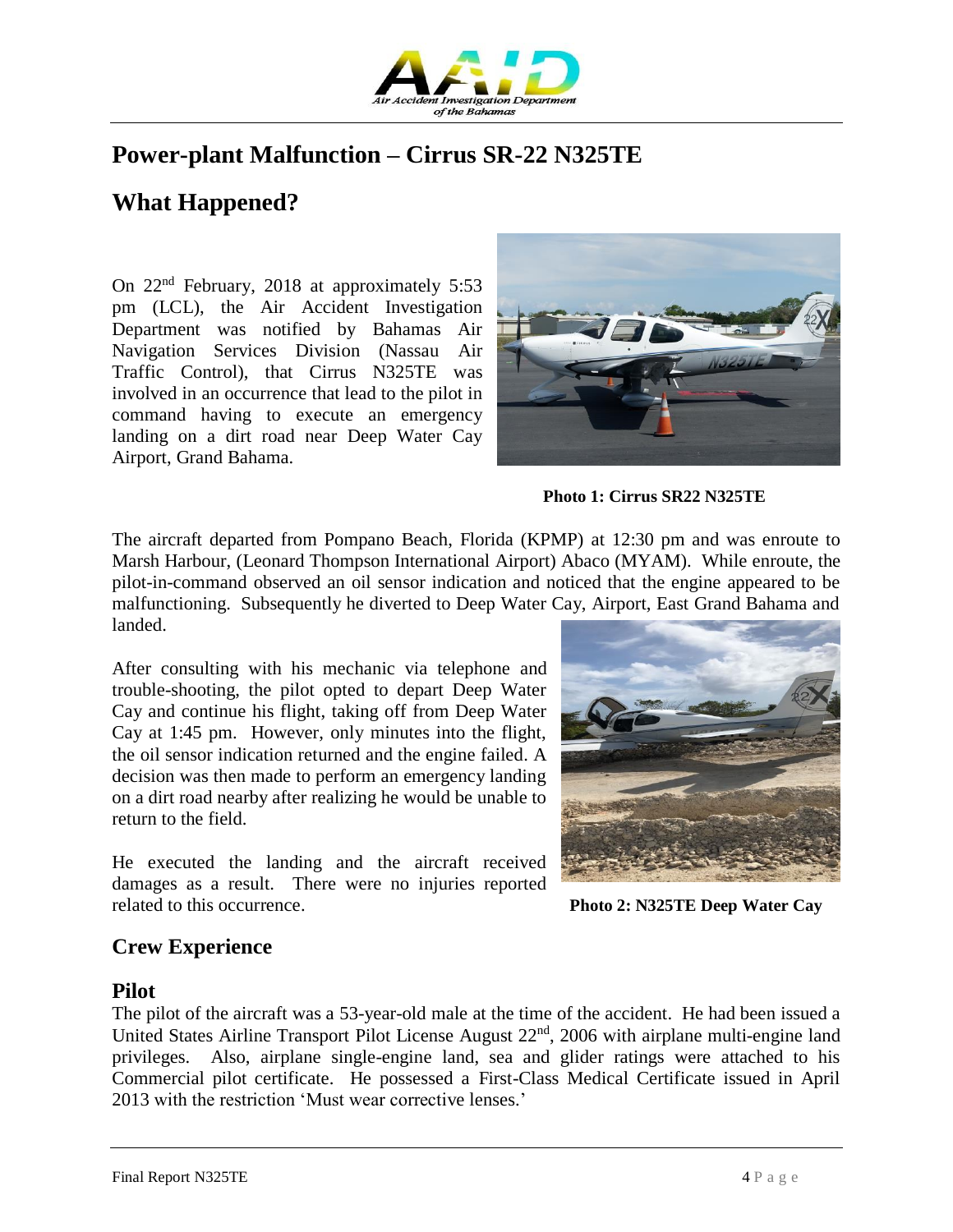# Power-plant Malfunction – Cirrus SR-22 N325TE

## What Happened?

On 22nd February, 2018 at approximately 5:53 pm (LCL), the Air Accident Investigation Department was notified by Bahamas Air Navigation Services Division (Nassau Air Traffic Control), that Cirrus N325TE was involved in an occurrence that lead to the pilot in command having to execute an emergency landing on a dirt road near Deep Water Cay Airport, Grand Bahama.

**Photo 1: Cirrus SR22 N325TE**

The aircraft departed from Pompano Beach, Florida (KPMP) at 12:30 pm and was enroute to Marsh Harbour, (Leonard Thompson International Airport) Abaco (MYAM). While enroute, the pilot-in-command observed an oil sensor indication and noticed that the engine appeared to be malfunctioning. Subsequently he diverted to Deep Water Cay, Airport, East Grand Bahama and landed.

After consulting with his mechanic via telephone and trouble-shooting, the pilot opted to depart Deep Water Cay and continue his flight, taking off from Deep Water Cay at 1:45 pm. However, only minutes into the flight, the oil sensor indication returned and the engine failed. A decision was then made to perform an emergency landing on a dirt road nearby after realizing he would be unable to return to the field.

He executed the landing and the aircraft received damages as a result. There were no injuries reported related to this occurrence.

**Photo 2: N325TE Deep Water Cay**

## Crew Experience

### Pilot

The pilot of the aircraft was a 53-year-old male at the time of the accident. He had been issued a United States Airline Transport Pilot License August 22nd, 2006 with airplane multi-engine land privileges. Also, airplane single-engine land, sea and glider ratings were attached to his Commercial pilot certificate. He possessed a First-Class Medical Certificate issued in April 2013 with the restriction 'Must wear corrective lenses.'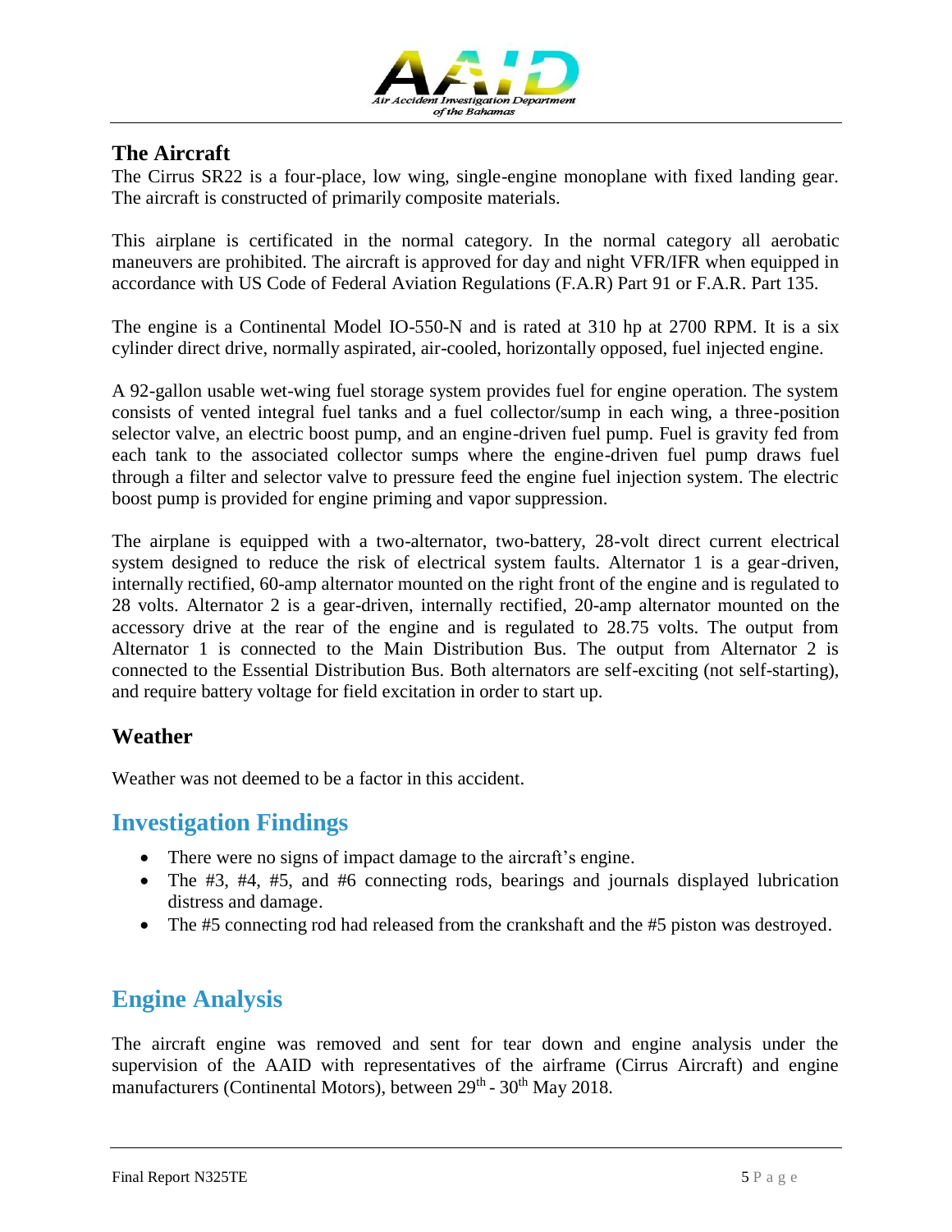## The Aircraft

The Cirrus SR22 is a four-place, low wing, single-engine monoplane with fixed landing gear. The aircraft is constructed of primarily composite materials.

This airplane is certificated in the normal category. In the normal category all aerobatic maneuvers are prohibited. The aircraft is approved for day and night VFR/IFR when equipped in accordance with US Code of Federal Aviation Regulations (F.A.R) Part 91 or F.A.R. Part 135.

The engine is a Continental Model IO-550-N and is rated at 310 hp at 2700 RPM. It is a six cylinder direct drive, normally aspirated, air-cooled, horizontally opposed, fuel injected engine.

A 92-gallon usable wet-wing fuel storage system provides fuel for engine operation. The system consists of vented integral fuel tanks and a fuel collector/sump in each wing, a three-position selector valve, an electric boost pump, and an engine-driven fuel pump. Fuel is gravity fed from each tank to the associated collector sumps where the engine-driven fuel pump draws fuel through a filter and selector valve to pressure feed the engine fuel injection system. The electric boost pump is provided for engine priming and vapor suppression.

The airplane is equipped with a two-alternator, two-battery, 28-volt direct current electrical system designed to reduce the risk of electrical system faults. Alternator 1 is a gear-driven, internally rectified, 60-amp alternator mounted on the right front of the engine and is regulated to 28 volts. Alternator 2 is a gear-driven, internally rectified, 20-amp alternator mounted on the accessory drive at the rear of the engine and is regulated to 28.75 volts. The output from Alternator 1 is connected to the Main Distribution Bus. The output from Alternator 2 is connected to the Essential Distribution Bus. Both alternators are self-exciting (not self-starting), and require battery voltage for field excitation in order to start up.

## Weather

Weather was not deemed to be a factor in this accident.

## Investigation Findings

- There were no signs of impact damage to the aircraft's engine.
- The #3, #4, #5, and #6 connecting rods, bearings and journals displayed lubrication distress and damage.
- The #5 connecting rod had released from the crankshaft and the #5 piston was destroyed.

## Engine Analysis

The aircraft engine was removed and sent for tear down and engine analysis under the supervision of the AAID with representatives of the airframe (Cirrus Aircraft) and engine manufacturers (Continental Motors), between 29th - 30th May 2018.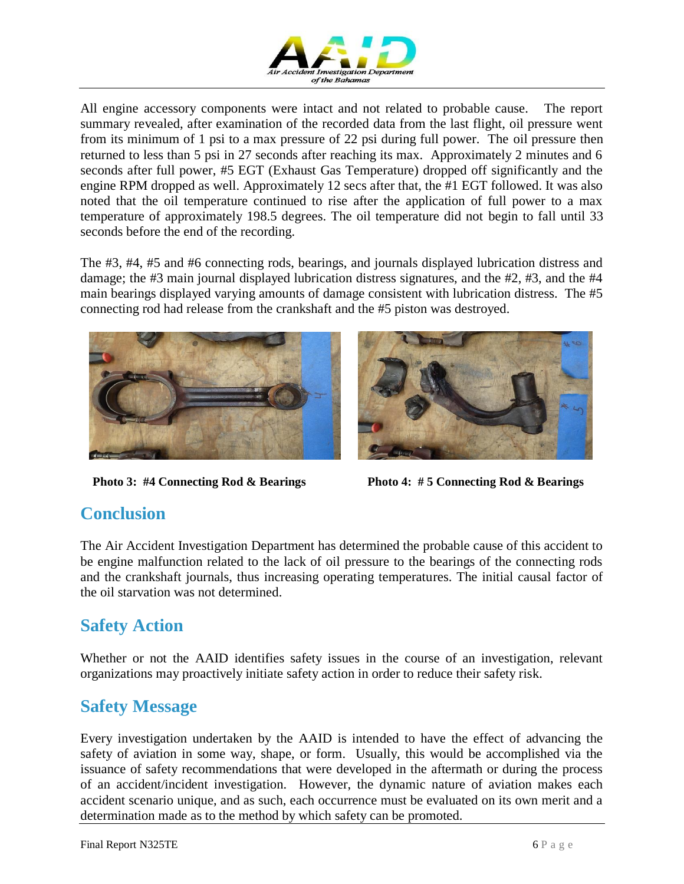All engine accessory components were intact and not related to probable cause. The report summary revealed, after examination of the recorded data from the last flight, oil pressure went from its minimum of 1 psi to a max pressure of 22 psi during full power. The oil pressure then returned to less than 5 psi in 27 seconds after reaching its max. Approximately 2 minutes and 6 seconds after full power, #5 EGT (Exhaust Gas Temperature) dropped off significantly and the engine RPM dropped as well. Approximately 12 secs after that, the #1 EGT followed. It was also noted that the oil temperature continued to rise after the application of full power to a max temperature of approximately 198.5 degrees. The oil temperature did not begin to fall until 33 seconds before the end of the recording.

The #3, #4, #5 and #6 connecting rods, bearings, and journals displayed lubrication distress and damage; the #3 main journal displayed lubrication distress signatures, and the #2, #3, and the #4 main bearings displayed varying amounts of damage consistent with lubrication distress. The #5 connecting rod had release from the crankshaft and the #5 piston was destroyed.

**Photo 3: #4 Connecting Rod & Bearings**

**Photo 4: # 5 Connecting Rod & Bearings**

## Conclusion

The Air Accident Investigation Department has determined the probable cause of this accident to be engine malfunction related to the lack of oil pressure to the bearings of the connecting rods and the crankshaft journals, thus increasing operating temperatures. The initial causal factor of the oil starvation was not determined.

## Safety Action

Whether or not the AAID identifies safety issues in the course of an investigation, relevant organizations may proactively initiate safety action in order to reduce their safety risk.

## Safety Message

Every investigation undertaken by the AAID is intended to have the effect of advancing the safety of aviation in some way, shape, or form. Usually, this would be accomplished via the issuance of safety recommendations that were developed in the aftermath or during the process of an accident/incident investigation. However, the dynamic nature of aviation makes each accident scenario unique, and as such, each occurrence must be evaluated on its own merit and a determination made as to the method by which safety can be promoted.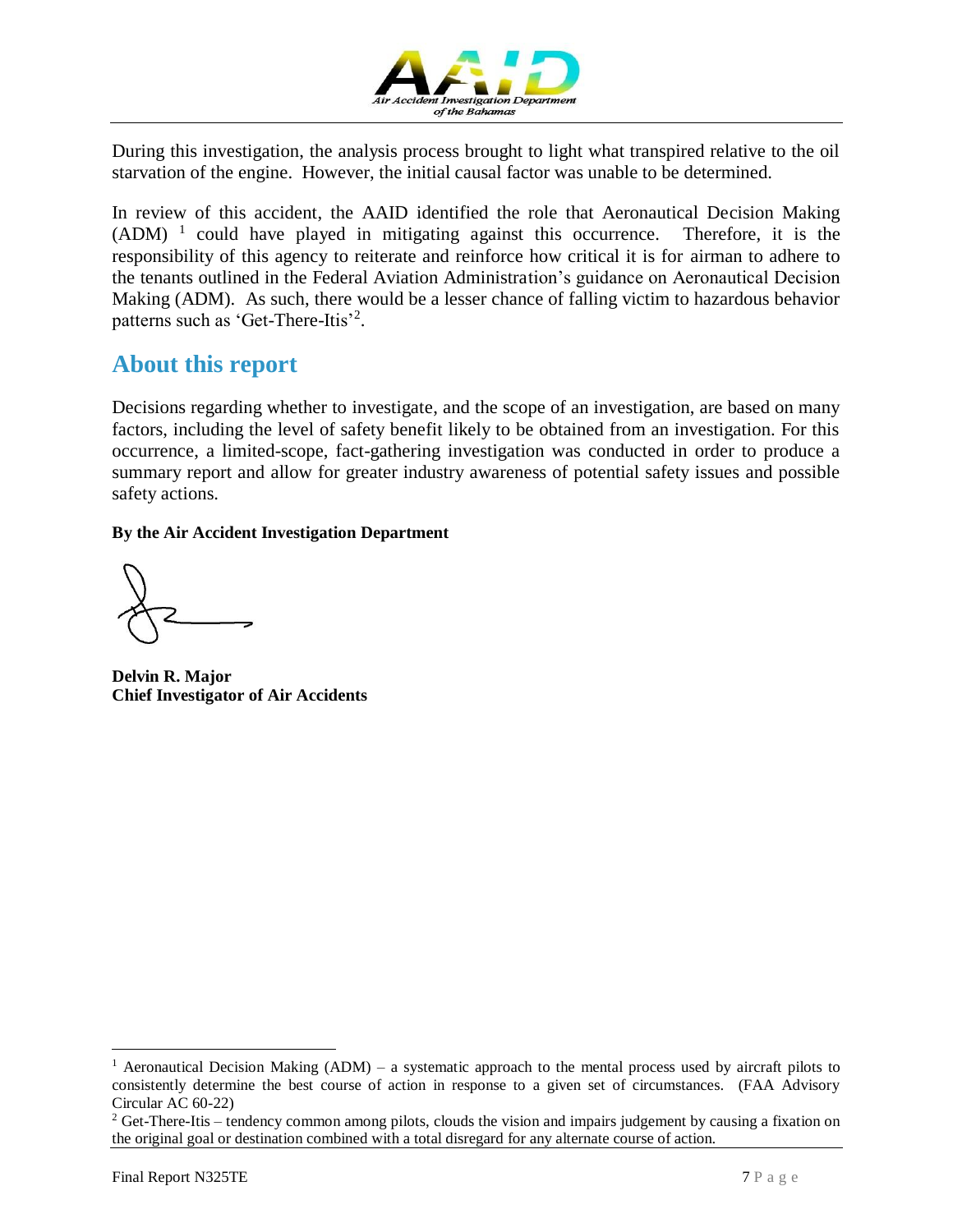During this investigation, the analysis process brought to light what transpired relative to the oil starvation of the engine. However, the initial causal factor was unable to be determined.

In review of this accident, the AAID identified the role that Aeronautical Decision Making (ADM) [1] could have played in mitigating against this occurrence. Therefore, it is the responsibility of this agency to reiterate and reinforce how critical it is for airman to adhere to the tenants outlined in the Federal Aviation Administration's guidance on Aeronautical Decision Making (ADM). As such, there would be a lesser chance of falling victim to hazardous behavior patterns such as 'Get-There-Itis'[2].

## About this report

Decisions regarding whether to investigate, and the scope of an investigation, are based on many factors, including the level of safety benefit likely to be obtained from an investigation. For this occurrence, a limited-scope, fact-gathering investigation was conducted in order to produce a summary report and allow for greater industry awareness of potential safety issues and possible safety actions.

**By the Air Accident Investigation Department**

**Delvin R. Major**
**Chief Investigator of Air Accidents**

---

[1] Aeronautical Decision Making (ADM) – a systematic approach to the mental process used by aircraft pilots to consistently determine the best course of action in response to a given set of circumstances. (FAA Advisory Circular AC 60-22)

[2] Get-There-Itis – tendency common among pilots, clouds the vision and impairs judgement by causing a fixation on the original goal or destination combined with a total disregard for any alternate course of action.